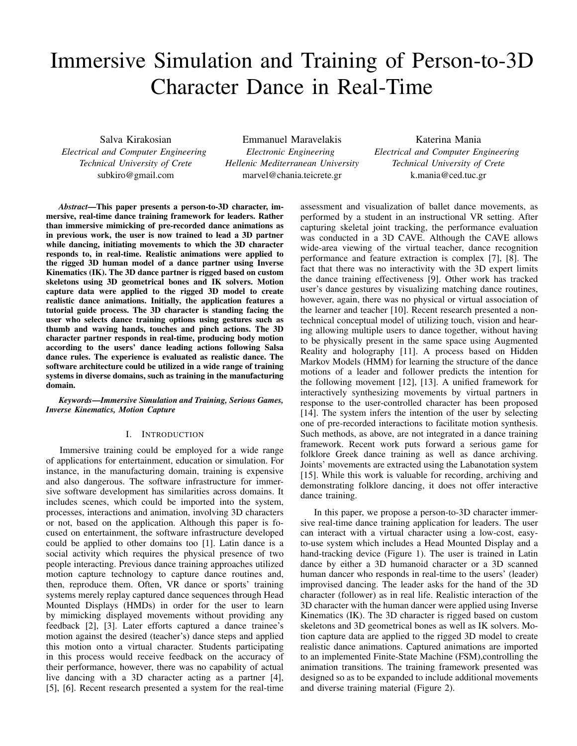# Immersive Simulation and Training of Person-to-3D Character Dance in Real-Time

Salva Kirakosian
*Electrical and Computer Engineering*
*Technical University of Crete*
subkiro@gmail.com

Emmanuel Maravelakis
*Electronic Engineering*
*Hellenic Mediterranean University*
marvel@chania.teicrete.gr

Katerina Mania
*Electrical and Computer Engineering*
*Technical University of Crete*
k.mania@ced.tuc.gr

***Abstract*—This paper presents a person-to-3D character, immersive, real-time dance training framework for leaders. Rather than immersive mimicking of pre-recorded dance animations as in previous work, the user is now trained to lead a 3D partner while dancing, initiating movements to which the 3D character responds to, in real-time. Realistic animations were applied to the rigged 3D human model of a dance partner using Inverse Kinematics (IK). The 3D dance partner is rigged based on custom skeletons using 3D geometrical bones and IK solvers. Motion capture data were applied to the rigged 3D model to create realistic dance animations. Initially, the application features a tutorial guide process. The 3D character is standing facing the user who selects dance training options using gestures such as thumb and waving hands, touches and pinch actions. The 3D character partner responds in real-time, producing body motion according to the users' dance leading actions following Salsa dance rules. The experience is evaluated as realistic dance. The software architecture could be utilized in a wide range of training systems in diverse domains, such as training in the manufacturing domain.**

***Keywords*—Immersive Simulation and Training, Serious Games, Inverse Kinematics, Motion Capture**

## I. Introduction

Immersive training could be employed for a wide range of applications for entertainment, education or simulation. For instance, in the manufacturing domain, training is expensive and also dangerous. The software infrastructure for immersive software development has similarities across domains. It includes scenes, which could be imported into the system, processes, interactions and animation, involving 3D characters or not, based on the application. Although this paper is focused on entertainment, the software infrastructure developed could be applied to other domains too [1]. Latin dance is a social activity which requires the physical presence of two people interacting. Previous dance training approaches utilized motion capture technology to capture dance routines and, then, reproduce them. Often, VR dance or sports' training systems merely replay captured dance sequences through Head Mounted Displays (HMDs) in order for the user to learn by mimicking displayed movements without providing any feedback [2], [3]. Later efforts captured a dance trainee's motion against the desired (teacher's) dance steps and applied this motion onto a virtual character. Students participating in this process would receive feedback on the accuracy of their performance, however, there was no capability of actual live dancing with a 3D character acting as a partner [4], [5], [6]. Recent research presented a system for the real-time assessment and visualization of ballet dance movements, as performed by a student in an instructional VR setting. After capturing skeletal joint tracking, the performance evaluation was conducted in a 3D CAVE. Although the CAVE allows wide-area viewing of the virtual teacher, dance recognition performance and feature extraction is complex [7], [8]. The fact that there was no interactivity with the 3D expert limits the dance training effectiveness [9]. Other work has tracked user's dance gestures by visualizing matching dance routines, however, again, there was no physical or virtual association of the learner and teacher [10]. Recent research presented a non-technical conceptual model of utilizing touch, vision and hearing allowing multiple users to dance together, without having to be physically present in the same space using Augmented Reality and holography [11]. A process based on Hidden Markov Models (HMM) for learning the structure of the dance motions of a leader and follower predicts the intention for the following movement [12], [13]. A unified framework for interactively synthesizing movements by virtual partners in response to the user-controlled character has been proposed [14]. The system infers the intention of the user by selecting one of pre-recorded interactions to facilitate motion synthesis. Such methods, as above, are not integrated in a dance training framework. Recent work puts forward a serious game for folklore Greek dance training as well as dance archiving. Joints' movements are extracted using the Labanotation system [15]. While this work is valuable for recording, archiving and demonstrating folklore dancing, it does not offer interactive dance training.

In this paper, we propose a person-to-3D character immersive real-time dance training application for leaders. The user can interact with a virtual character using a low-cost, easy-to-use system which includes a Head Mounted Display and a hand-tracking device (Figure 1). The user is trained in Latin dance by either a 3D humanoid character or a 3D scanned human dancer who responds in real-time to the users' (leader) improvised dancing. The leader asks for the hand of the 3D character (follower) as in real life. Realistic interaction of the 3D character with the human dancer were applied using Inverse Kinematics (IK). The 3D character is rigged based on custom skeletons and 3D geometrical bones as well as IK solvers. Motion capture data are applied to the rigged 3D model to create realistic dance animations. Captured animations are imported to an implemented Finite-State Machine (FSM),controlling the animation transitions. The training framework presented was designed so as to be expanded to include additional movements and diverse training material (Figure 2).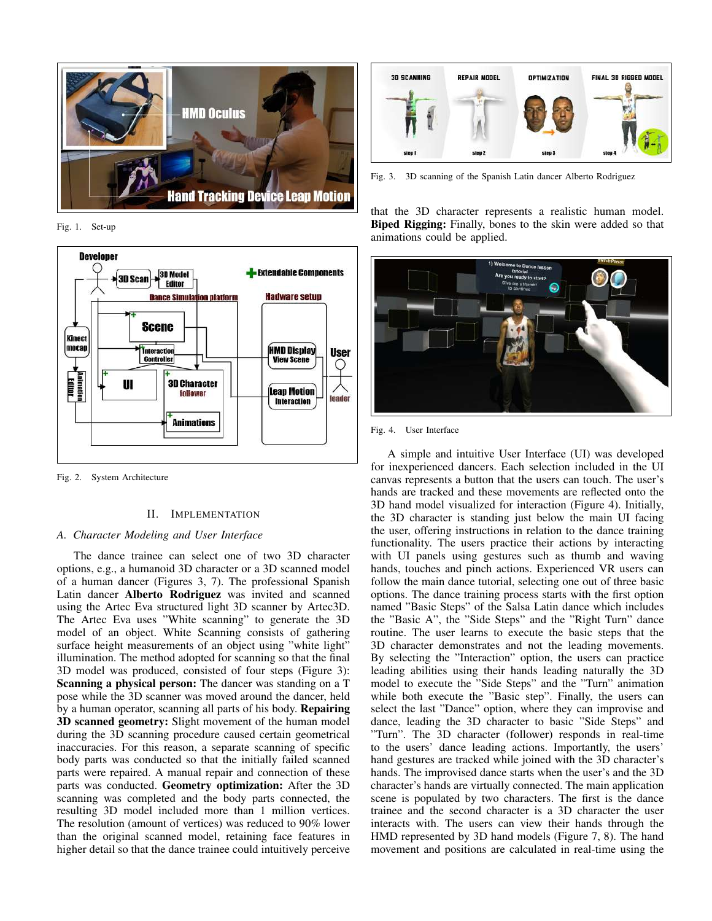Fig. 1. Set-up

Fig. 2. System Architecture

## II. Implementation

### A. Character Modeling and User Interface

The dance trainee can select one of two 3D character options, e.g., a humanoid 3D character or a 3D scanned model of a human dancer (Figures 3, 7). The professional Spanish Latin dancer **Alberto Rodriguez** was invited and scanned using the Artec Eva structured light 3D scanner by Artec3D. The Artec Eva uses "White scanning" to generate the 3D model of an object. White Scanning consists of gathering surface height measurements of an object using "white light" illumination. The method adopted for scanning so that the final 3D model was produced, consisted of four steps (Figure 3): **Scanning a physical person:** The dancer was standing on a T pose while the 3D scanner was moved around the dancer, held by a human operator, scanning all parts of his body. **Repairing 3D scanned geometry:** Slight movement of the human model during the 3D scanning procedure caused certain geometrical inaccuracies. For this reason, a separate scanning of specific body parts was conducted so that the initially failed scanned parts were repaired. A manual repair and connection of these parts was conducted. **Geometry optimization:** After the 3D scanning was completed and the body parts connected, the resulting 3D model included more than 1 million vertices. The resolution (amount of vertices) was reduced to 90% lower than the original scanned model, retaining face features in higher detail so that the dance trainee could intuitively perceive

Fig. 3. 3D scanning of the Spanish Latin dancer Alberto Rodriguez

that the 3D character represents a realistic human model. **Biped Rigging:** Finally, bones to the skin were added so that animations could be applied.

Fig. 4. User Interface

A simple and intuitive User Interface (UI) was developed for inexperienced dancers. Each selection included in the UI canvas represents a button that the users can touch. The user's hands are tracked and these movements are reflected onto the 3D hand model visualized for interaction (Figure 4). Initially, the 3D character is standing just below the main UI facing the user, offering instructions in relation to the dance training functionality. The users practice their actions by interacting with UI panels using gestures such as thumb and waving hands, touches and pinch actions. Experienced VR users can follow the main dance tutorial, selecting one out of three basic options. The dance training process starts with the first option named "Basic Steps" of the Salsa Latin dance which includes the "Basic A", the "Side Steps" and the "Right Turn" dance routine. The user learns to execute the basic steps that the 3D character demonstrates and not the leading movements. By selecting the "Interaction" option, the users can practice leading abilities using their hands leading naturally the 3D model to execute the "Side Steps" and the "Turn" animation while both execute the "Basic step". Finally, the users can select the last "Dance" option, where they can improvise and dance, leading the 3D character to basic "Side Steps" and "Turn". The 3D character (follower) responds in real-time to the users' dance leading actions. Importantly, the users' hand gestures are tracked while joined with the 3D character's hands. The improvised dance starts when the user's and the 3D character's hands are virtually connected. The main application scene is populated by two characters. The first is the dance trainee and the second character is a 3D character the user interacts with. The users can view their hands through the HMD represented by 3D hand models (Figure 7, 8). The hand movement and positions are calculated in real-time using the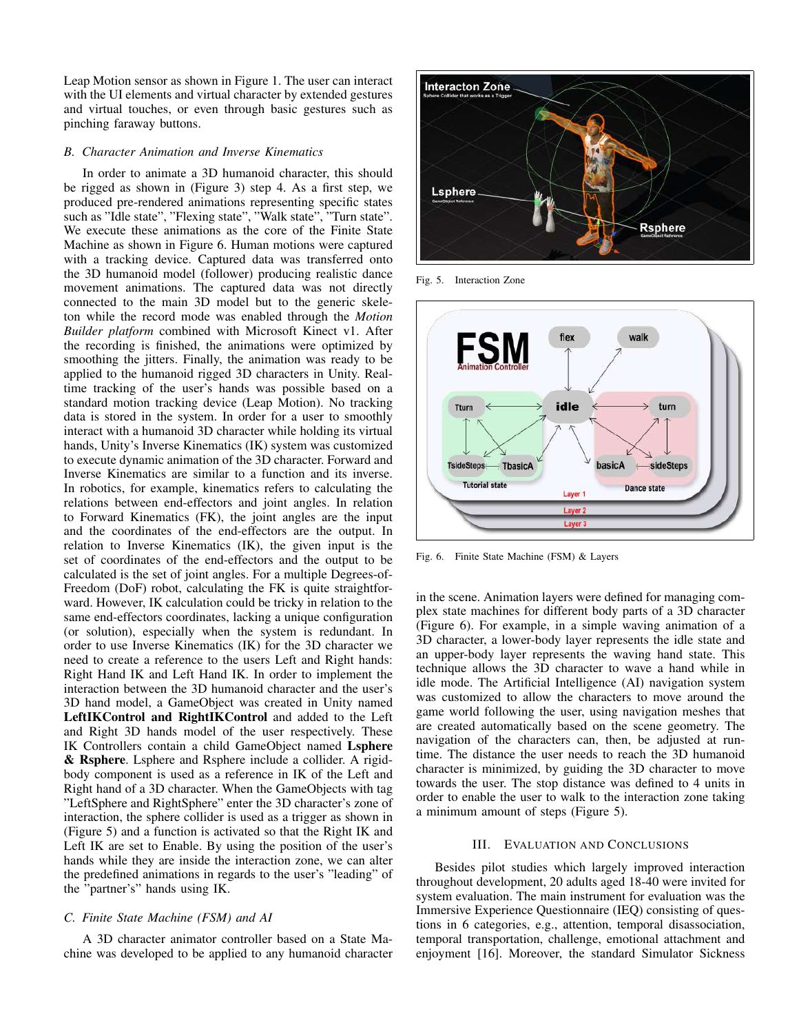Leap Motion sensor as shown in Figure 1. The user can interact with the UI elements and virtual character by extended gestures and virtual touches, or even through basic gestures such as pinching faraway buttons.

### B. Character Animation and Inverse Kinematics

In order to animate a 3D humanoid character, this should be rigged as shown in (Figure 3) step 4. As a first step, we produced pre-rendered animations representing specific states such as "Idle state", "Flexing state", "Walk state", "Turn state". We execute these animations as the core of the Finite State Machine as shown in Figure 6. Human motions were captured with a tracking device. Captured data was transferred onto the 3D humanoid model (follower) producing realistic dance movement animations. The captured data was not directly connected to the main 3D model but to the generic skeleton while the record mode was enabled through the *Motion Builder platform* combined with Microsoft Kinect v1. After the recording is finished, the animations were optimized by smoothing the jitters. Finally, the animation was ready to be applied to the humanoid rigged 3D characters in Unity. Real-time tracking of the user's hands was possible based on a standard motion tracking device (Leap Motion). No tracking data is stored in the system. In order for a user to smoothly interact with a humanoid 3D character while holding its virtual hands, Unity's Inverse Kinematics (IK) system was customized to execute dynamic animation of the 3D character. Forward and Inverse Kinematics are similar to a function and its inverse. In robotics, for example, kinematics refers to calculating the relations between end-effectors and joint angles. In relation to Forward Kinematics (FK), the joint angles are the input and the coordinates of the end-effectors are the output. In relation to Inverse Kinematics (IK), the given input is the set of coordinates of the end-effectors and the output to be calculated is the set of joint angles. For a multiple Degrees-of-Freedom (DoF) robot, calculating the FK is quite straightforward. However, IK calculation could be tricky in relation to the same end-effectors coordinates, lacking a unique configuration (or solution), especially when the system is redundant. In order to use Inverse Kinematics (IK) for the 3D character we need to create a reference to the users Left and Right hands: Right Hand IK and Left Hand IK. In order to implement the interaction between the 3D humanoid character and the user's 3D hand model, a GameObject was created in Unity named **LeftIKControl and RightIKControl** and added to the Left and Right 3D hands model of the user respectively. These IK Controllers contain a child GameObject named **Lsphere & Rsphere**. Lsphere and Rsphere include a collider. A rigidbody component is used as a reference in IK of the Left and Right hand of a 3D character. When the GameObjects with tag "LeftSphere and RightSphere" enter the 3D character's zone of interaction, the sphere collider is used as a trigger as shown in (Figure 5) and a function is activated so that the Right IK and Left IK are set to Enable. By using the position of the user's hands while they are inside the interaction zone, we can alter the predefined animations in regards to the user's "leading" of the "partner's" hands using IK.

### C. Finite State Machine (FSM) and AI

A 3D character animator controller based on a State Machine was developed to be applied to any humanoid character in the scene. Animation layers were defined for managing complex state machines for different body parts of a 3D character (Figure 6). For example, in a simple waving animation of a 3D character, a lower-body layer represents the idle state and an upper-body layer represents the waving hand state. This technique allows the 3D character to wave a hand while in idle mode. The Artificial Intelligence (AI) navigation system was customized to allow the characters to move around the game world following the user, using navigation meshes that are created automatically based on the scene geometry. The navigation of the characters can, then, be adjusted at runtime. The distance the user needs to reach the 3D humanoid character is minimized, by guiding the 3D character to move towards the user. The stop distance was defined to 4 units in order to enable the user to walk to the interaction zone taking a minimum amount of steps (Figure 5).

Fig. 5. Interaction Zone

Fig. 6. Finite State Machine (FSM) & Layers

## III. Evaluation and Conclusions

Besides pilot studies which largely improved interaction throughout development, 20 adults aged 18-40 were invited for system evaluation. The main instrument for evaluation was the Immersive Experience Questionnaire (IEQ) consisting of questions in 6 categories, e.g., attention, temporal disassociation, temporal transportation, challenge, emotional attachment and enjoyment [16]. Moreover, the standard Simulator Sickness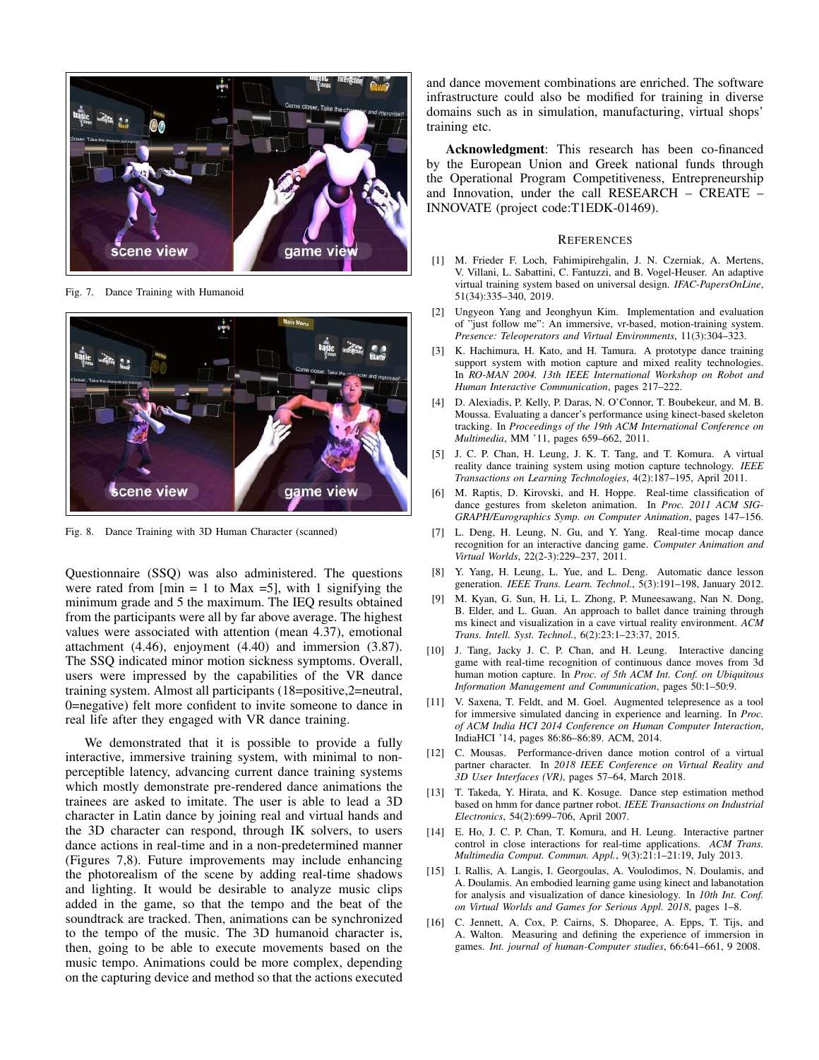Fig. 7. Dance Training with Humanoid

Fig. 8. Dance Training with 3D Human Character (scanned)

Questionnaire (SSQ) was also administered. The questions were rated from [min = 1 to Max =5], with 1 signifying the minimum grade and 5 the maximum. The IEQ results obtained from the participants were all by far above average. The highest values were associated with attention (mean 4.37), emotional attachment (4.46), enjoyment (4.40) and immersion (3.87). The SSQ indicated minor motion sickness symptoms. Overall, users were impressed by the capabilities of the VR dance training system. Almost all participants (18=positive,2=neutral, 0=negative) felt more confident to invite someone to dance in real life after they engaged with VR dance training.

We demonstrated that it is possible to provide a fully interactive, immersive training system, with minimal to non-perceptible latency, advancing current dance training systems which mostly demonstrate pre-rendered dance animations the trainees are asked to imitate. The user is able to lead a 3D character in Latin dance by joining real and virtual hands and the 3D character can respond, through IK solvers, to users dance actions in real-time and in a non-predetermined manner (Figures 7,8). Future improvements may include enhancing the photorealism of the scene by adding real-time shadows and lighting. It would be desirable to analyze music clips added in the game, so that the tempo and the beat of the soundtrack are tracked. Then, animations can be synchronized to the tempo of the music. The 3D humanoid character is, then, going to be able to execute movements based on the music tempo. Animations could be more complex, depending on the capturing device and method so that the actions executed and dance movement combinations are enriched. The software infrastructure could also be modified for training in diverse domains such as in simulation, manufacturing, virtual shops' training etc.

**Acknowledgment**: This research has been co-financed by the European Union and Greek national funds through the Operational Program Competitiveness, Entrepreneurship and Innovation, under the call RESEARCH – CREATE – INNOVATE (project code:T1EDK-01469).

## References

[1] M. Frieder F. Loch, Fahimipirehgalin, J. N. Czerniak, A. Mertens, V. Villani, L. Sabattini, C. Fantuzzi, and B. Vogel-Heuser. An adaptive virtual training system based on universal design. *IFAC-PapersOnLine*, 51(34):335–340, 2019.

[2] Ungyeon Yang and Jeonghyun Kim. Implementation and evaluation of "just follow me": An immersive, vr-based, motion-training system. *Presence: Teleoperators and Virtual Environments*, 11(3):304–323.

[3] K. Hachimura, H. Kato, and H. Tamura. A prototype dance training support system with motion capture and mixed reality technologies. In *RO-MAN 2004. 13th IEEE International Workshop on Robot and Human Interactive Communication*, pages 217–222.

[4] D. Alexiadis, P. Kelly, P. Daras, N. O'Connor, T. Boubekeur, and M. B. Moussa. Evaluating a dancer's performance using kinect-based skeleton tracking. In *Proceedings of the 19th ACM International Conference on Multimedia*, MM '11, pages 659–662, 2011.

[5] J. C. P. Chan, H. Leung, J. K. T. Tang, and T. Komura. A virtual reality dance training system using motion capture technology. *IEEE Transactions on Learning Technologies*, 4(2):187–195, April 2011.

[6] M. Raptis, D. Kirovski, and H. Hoppe. Real-time classification of dance gestures from skeleton animation. In *Proc. 2011 ACM SIGGRAPH/Eurographics Symp. on Computer Animation*, pages 147–156.

[7] L. Deng, H. Leung, N. Gu, and Y. Yang. Real-time mocap dance recognition for an interactive dancing game. *Computer Animation and Virtual Worlds*, 22(2-3):229–237, 2011.

[8] Y. Yang, H. Leung, L. Yue, and L. Deng. Automatic dance lesson generation. *IEEE Trans. Learn. Technol.*, 5(3):191–198, January 2012.

[9] M. Kyan, G. Sun, H. Li, L. Zhong, P. Muneesawang, Nan N. Dong, B. Elder, and L. Guan. An approach to ballet dance training through ms kinect and visualization in a cave virtual reality environment. *ACM Trans. Intell. Syst. Technol.*, 6(2):23:1–23:37, 2015.

[10] J. Tang, Jacky J. C. P. Chan, and H. Leung. Interactive dancing game with real-time recognition of continuous dance moves from 3d human motion capture. In *Proc. of 5th ACM Int. Conf. on Ubiquitous Information Management and Communication*, pages 50:1–50:9.

[11] V. Saxena, T. Feldt, and M. Goel. Augmented telepresence as a tool for immersive simulated dancing in experience and learning. In *Proc. of ACM India HCI 2014 Conference on Human Computer Interaction*, IndiaHCI '14, pages 86:86–86:89. ACM, 2014.

[12] C. Mousas. Performance-driven dance motion control of a virtual partner character. In *2018 IEEE Conference on Virtual Reality and 3D User Interfaces (VR)*, pages 57–64, March 2018.

[13] T. Takeda, Y. Hirata, and K. Kosuge. Dance step estimation method based on hmm for dance partner robot. *IEEE Transactions on Industrial Electronics*, 54(2):699–706, April 2007.

[14] E. Ho, J. C. P. Chan, T. Komura, and H. Leung. Interactive partner control in close interactions for real-time applications. *ACM Trans. Multimedia Comput. Commun. Appl.*, 9(3):21:1–21:19, July 2013.

[15] I. Rallis, A. Langis, I. Georgoulas, A. Voulodimos, N. Doulamis, and A. Doulamis. An embodied learning game using kinect and labanotation for analysis and visualization of dance kinesiology. In *10th Int. Conf. on Virtual Worlds and Games for Serious Appl. 2018*, pages 1–8.

[16] C. Jennett, A. Cox, P. Cairns, S. Dhoparee, A. Epps, T. Tijs, and A. Walton. Measuring and defining the experience of immersion in games. *Int. journal of human-Computer studies*, 66:641–661, 9 2008.